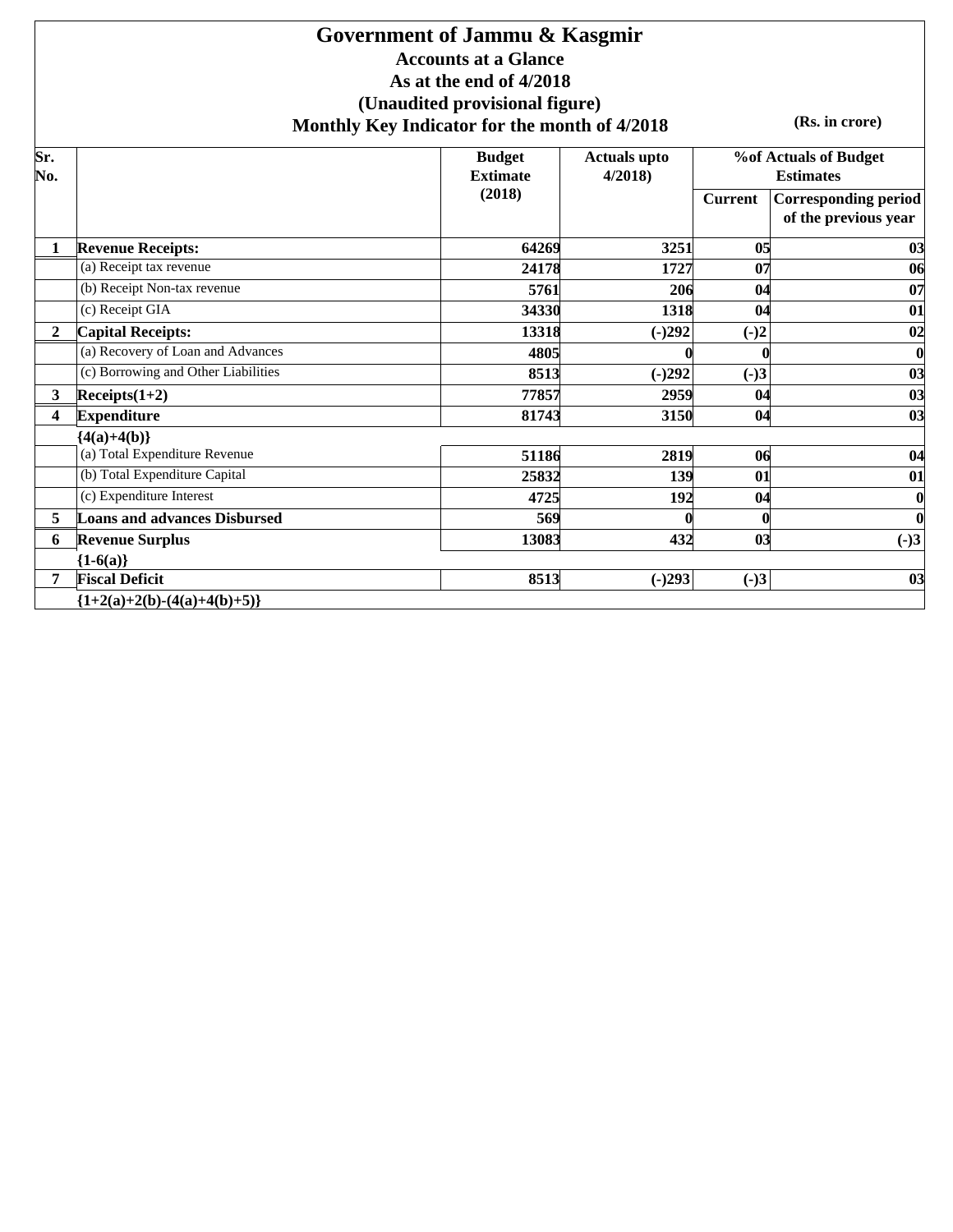# Government of Jammu & Kasgmir

**Accounts at a Glance**

**As at the end of 4/2018**

**(Unaudited provisional figure)**

**Monthly Key Indicator for the month of 4/2018**

**(Rs. in crore)**

| Sr. No. | | Budget Extimate (2018) | Actuals upto 4/2018) | %of Actuals of Budget Estimates | |
|---|---|---|---|---|---|
| | | | | Current | Corresponding period of the previous year |
| 1 | **Revenue Receipts:** | 64269 | 3251 | 05 | 03 |
| | (a) Receipt tax revenue | 24178 | 1727 | 07 | 06 |
| | (b) Receipt Non-tax revenue | 5761 | 206 | 04 | 07 |
| | (c) Receipt GIA | 34330 | 1318 | 04 | 01 |
| 2 | **Capital Receipts:** | 13318 | (-)292 | (-)2 | 02 |
| | (a) Recovery of Loan and Advances | 4805 | 0 | 0 | 0 |
| | (c) Borrowing and Other Liabilities | 8513 | (-)292 | (-)3 | 03 |
| 3 | **Receipts(1+2)** | 77857 | 2959 | 04 | 03 |
| 4 | **Expenditure {4(a)+4(b)}** | 81743 | 3150 | 04 | 03 |
| | (a) Total Expenditure Revenue | 51186 | 2819 | 06 | 04 |
| | (b) Total Expenditure Capital | 25832 | 139 | 01 | 01 |
| | (c) Expenditure Interest | 4725 | 192 | 04 | 0 |
| 5 | **Loans and advances Disbursed** | 569 | 0 | 0 | 0 |
| 6 | **Revenue Surplus {1-6(a)}** | 13083 | 432 | 03 | (-)3 |
| 7 | **Fiscal Deficit {1+2(a)+2(b)-(4(a)+4(b)+5)}** | 8513 | (-)293 | (-)3 | 03 |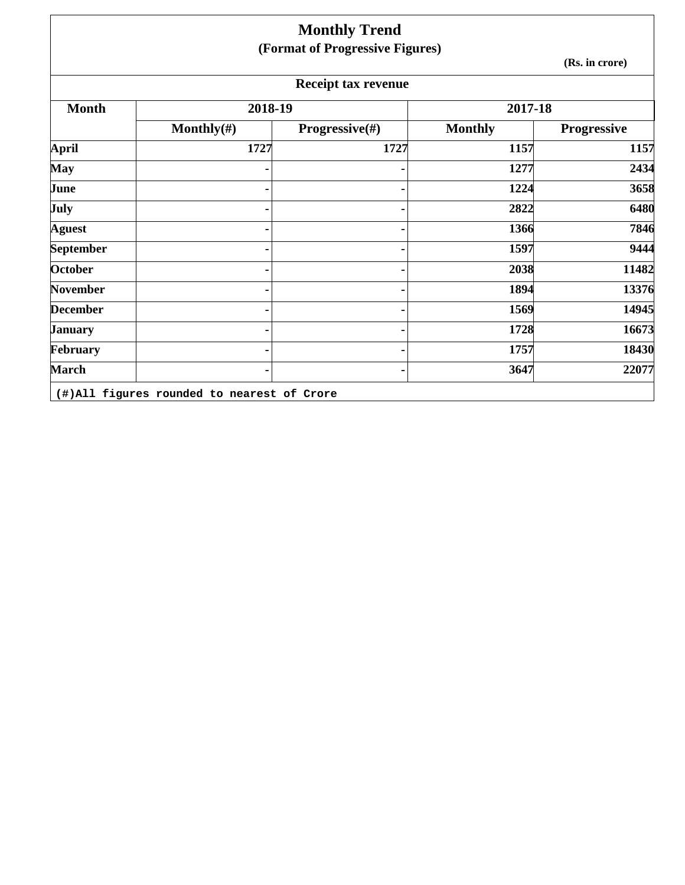# Monthly Trend

## (Format of Progressive Figures)

(Rs. in crore)

### Receipt tax revenue

| Month | 2018-19 | | 2017-18 | |
|---|---|---|---|---|
| | Monthly(#) | Progressive(#) | Monthly | Progressive |
| April | 1727 | 1727 | 1157 | 1157 |
| May | - | - | 1277 | 2434 |
| June | - | - | 1224 | 3658 |
| July | - | - | 2822 | 6480 |
| Aguest | - | - | 1366 | 7846 |
| September | - | - | 1597 | 9444 |
| October | - | - | 2038 | 11482 |
| November | - | - | 1894 | 13376 |
| December | - | - | 1569 | 14945 |
| January | - | - | 1728 | 16673 |
| February | - | - | 1757 | 18430 |
| March | - | - | 3647 | 22077 |

(#)All figures rounded to nearest of Crore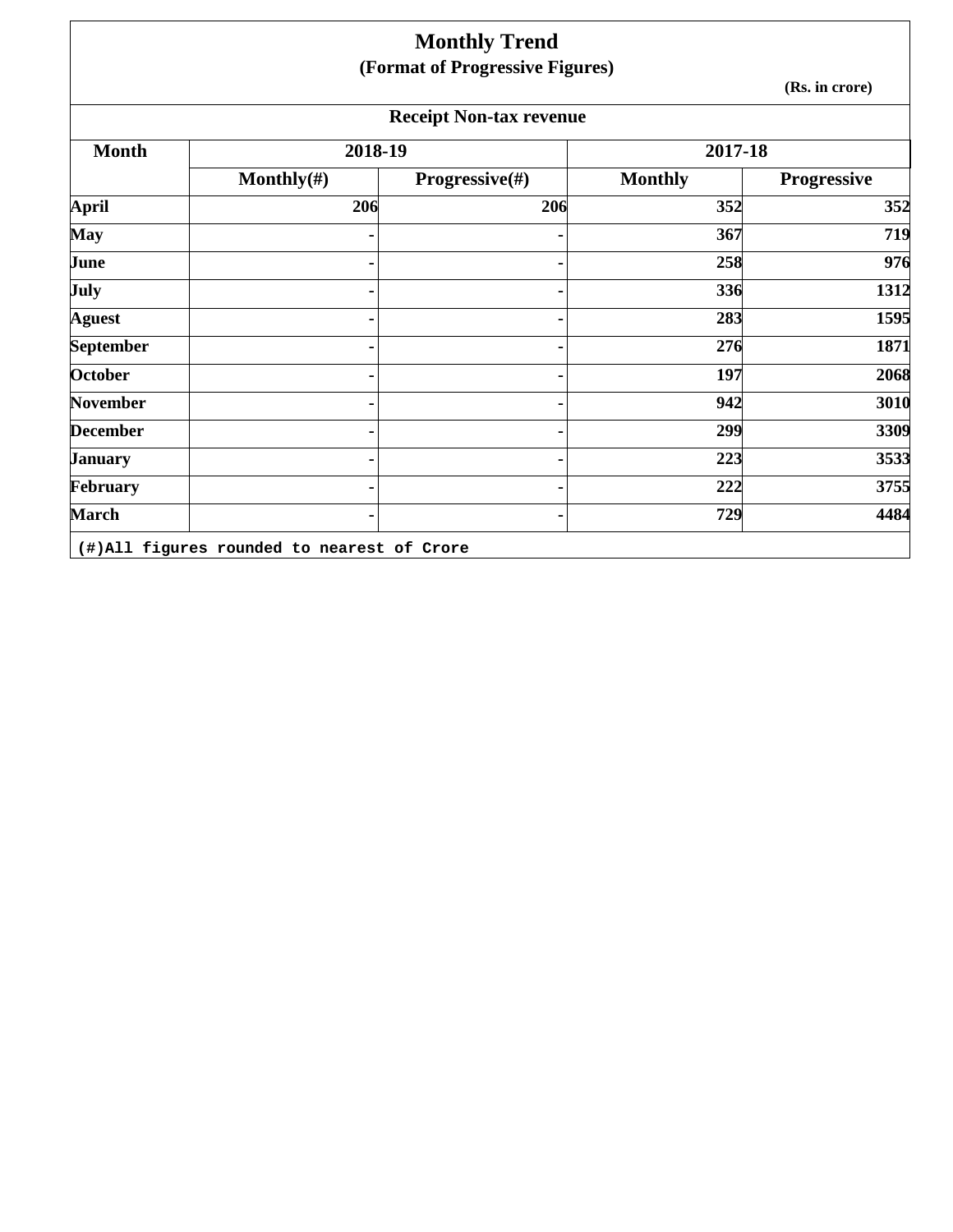# Monthly Trend

## (Format of Progressive Figures)

(Rs. in crore)

### Receipt Non-tax revenue

| Month | 2018-19 | | 2017-18 | |
|---|---|---|---|---|
| | Monthly(#) | Progressive(#) | Monthly | Progressive |
| April | 206 | 206 | 352 | 352 |
| May | - | - | 367 | 719 |
| June | - | - | 258 | 976 |
| July | - | - | 336 | 1312 |
| Aguest | - | - | 283 | 1595 |
| September | - | - | 276 | 1871 |
| October | - | - | 197 | 2068 |
| November | - | - | 942 | 3010 |
| December | - | - | 299 | 3309 |
| January | - | - | 223 | 3533 |
| February | - | - | 222 | 3755 |
| March | - | - | 729 | 4484 |

(#)All figures rounded to nearest of Crore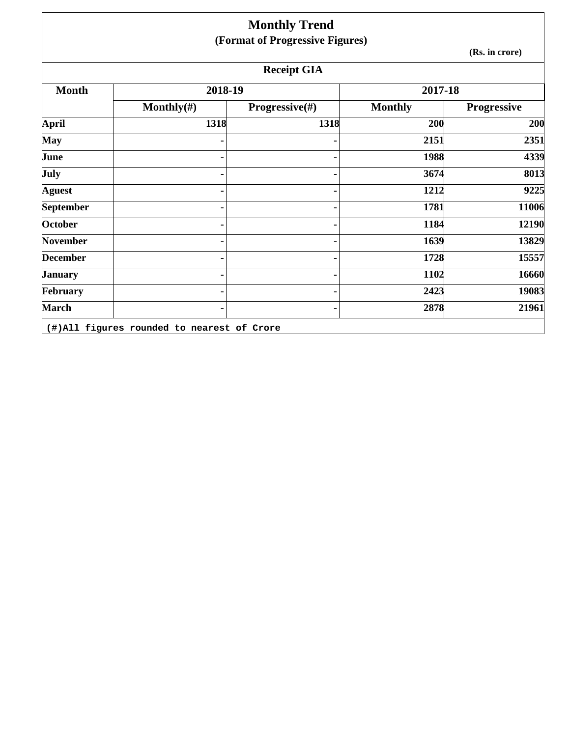# Monthly Trend

## (Format of Progressive Figures)

(Rs. in crore)

### Receipt GIA

| Month | 2018-19 | | 2017-18 | |
|---|---|---|---|---|
| | Monthly(#) | Progressive(#) | Monthly | Progressive |
| April | 1318 | 1318 | 200 | 200 |
| May | - | - | 2151 | 2351 |
| June | - | - | 1988 | 4339 |
| July | - | - | 3674 | 8013 |
| Aguest | - | - | 1212 | 9225 |
| September | - | - | 1781 | 11006 |
| October | - | - | 1184 | 12190 |
| November | - | - | 1639 | 13829 |
| December | - | - | 1728 | 15557 |
| January | - | - | 1102 | 16660 |
| February | - | - | 2423 | 19083 |
| March | - | - | 2878 | 21961 |

(#)All figures rounded to nearest of Crore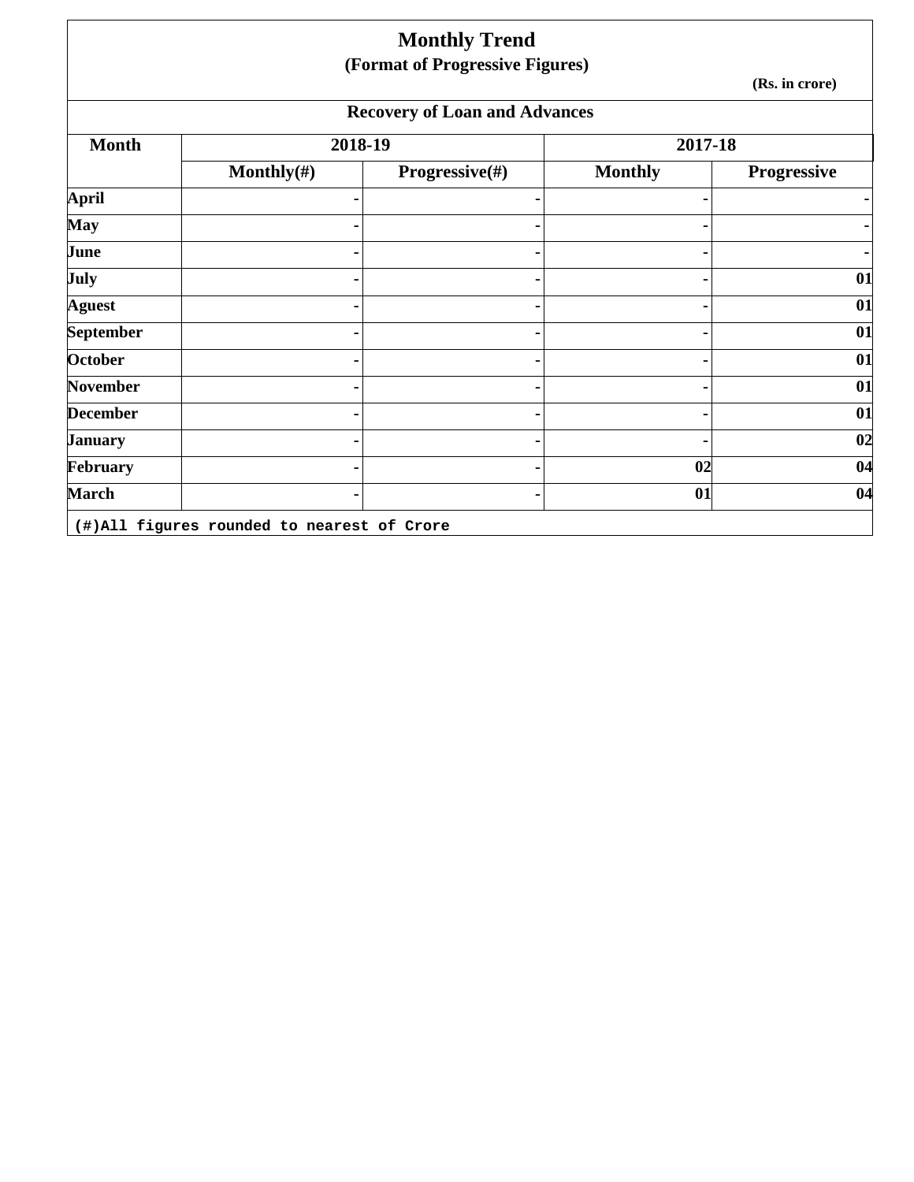# Monthly Trend

## (Format of Progressive Figures)

(Rs. in crore)

### Recovery of Loan and Advances

| Month | 2018-19 | | 2017-18 | |
|---|---|---|---|---|
| | Monthly(#) | Progressive(#) | Monthly | Progressive |
| April | - | - | - | - |
| May | - | - | - | - |
| June | - | - | - | - |
| July | - | - | - | 01 |
| Aguest | - | - | - | 01 |
| September | - | - | - | 01 |
| October | - | - | - | 01 |
| November | - | - | - | 01 |
| December | - | - | - | 01 |
| January | - | - | - | 02 |
| February | - | - | 02 | 04 |
| March | - | - | 01 | 04 |

(#)All figures rounded to nearest of Crore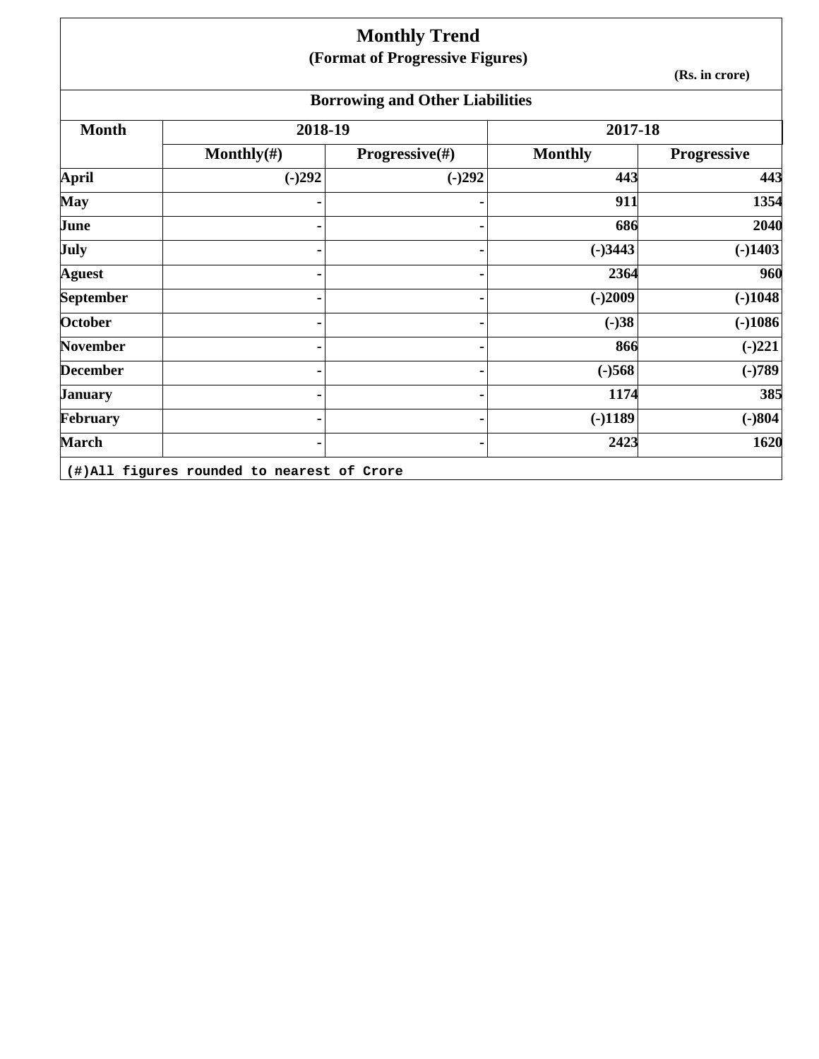# Monthly Trend

## (Format of Progressive Figures)

(Rs. in crore)

### Borrowing and Other Liabilities

| Month | 2018-19 | | 2017-18 | |
|---|---|---|---|---|
| | Monthly(#) | Progressive(#) | Monthly | Progressive |
| April | (-)292 | (-)292 | 443 | 443 |
| May | - | - | 911 | 1354 |
| June | - | - | 686 | 2040 |
| July | - | - | (-)3443 | (-)1403 |
| Aguest | - | - | 2364 | 960 |
| September | - | - | (-)2009 | (-)1048 |
| October | - | - | (-)38 | (-)1086 |
| November | - | - | 866 | (-)221 |
| December | - | - | (-)568 | (-)789 |
| January | - | - | 1174 | 385 |
| February | - | - | (-)1189 | (-)804 |
| March | - | - | 2423 | 1620 |

(#)All figures rounded to nearest of Crore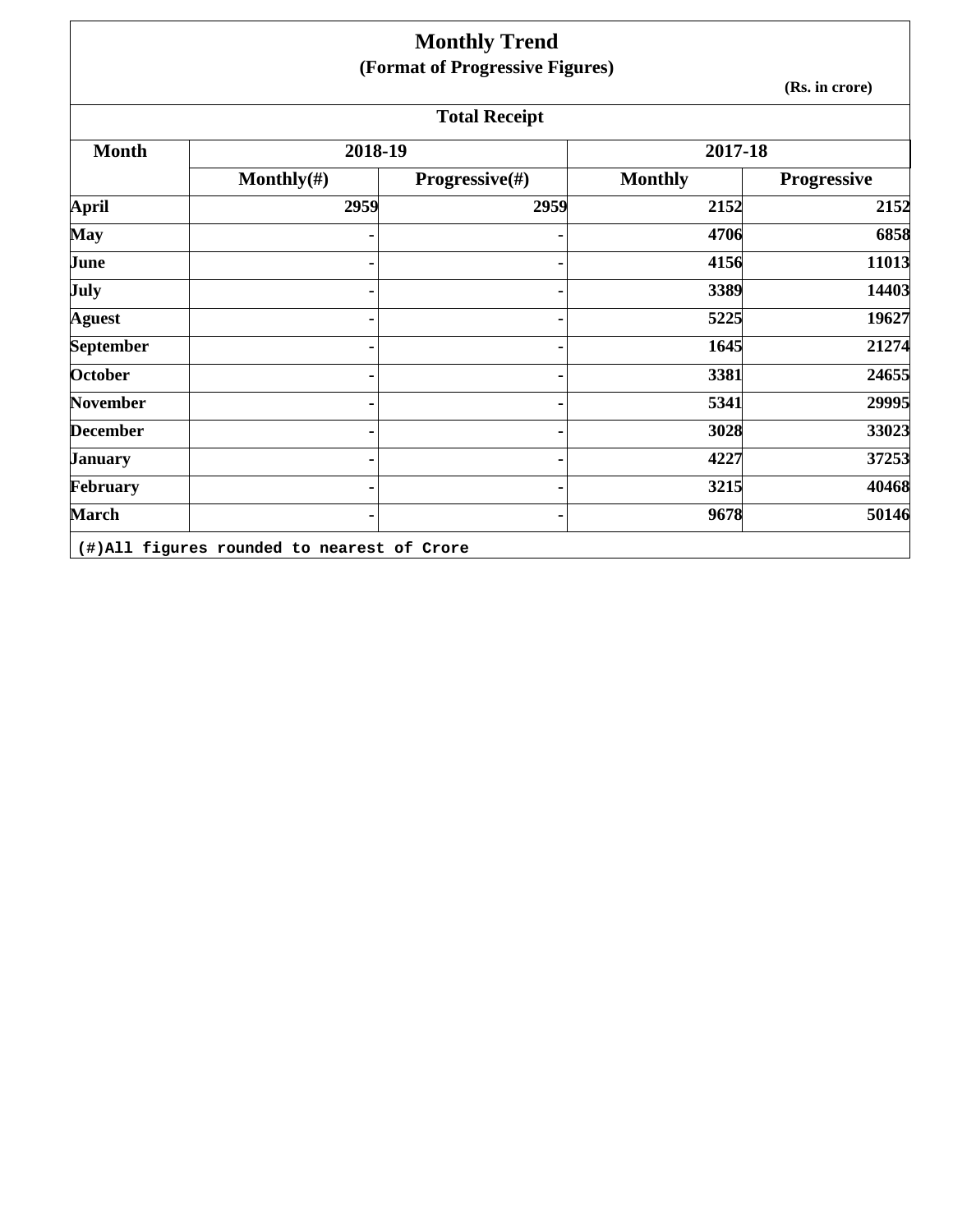# Monthly Trend

## (Format of Progressive Figures)

(Rs. in crore)

**Total Receipt**

| Month | 2018-19 | | 2017-18 | |
|---|---|---|---|---|
| | Monthly(#) | Progressive(#) | Monthly | Progressive |
| April | 2959 | 2959 | 2152 | 2152 |
| May | - | - | 4706 | 6858 |
| June | - | - | 4156 | 11013 |
| July | - | - | 3389 | 14403 |
| Aguest | - | - | 5225 | 19627 |
| September | - | - | 1645 | 21274 |
| October | - | - | 3381 | 24655 |
| November | - | - | 5341 | 29995 |
| December | - | - | 3028 | 33023 |
| January | - | - | 4227 | 37253 |
| February | - | - | 3215 | 40468 |
| March | - | - | 9678 | 50146 |

(#)All figures rounded to nearest of Crore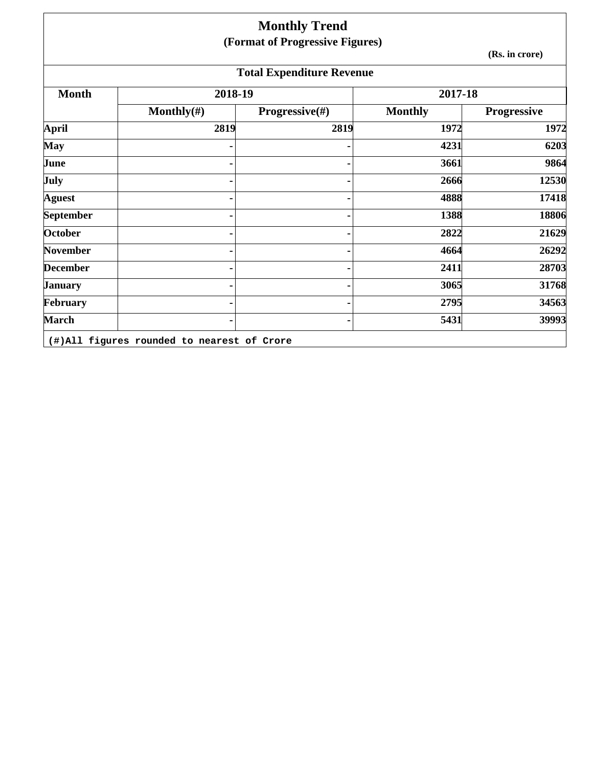# Monthly Trend

## (Format of Progressive Figures)

(Rs. in crore)

### Total Expenditure Revenue

| Month | 2018-19 | | 2017-18 | |
|---|---|---|---|---|
| | Monthly(#) | Progressive(#) | Monthly | Progressive |
| April | 2819 | 2819 | 1972 | 1972 |
| May | - | - | 4231 | 6203 |
| June | - | - | 3661 | 9864 |
| July | - | - | 2666 | 12530 |
| Aguest | - | - | 4888 | 17418 |
| September | - | - | 1388 | 18806 |
| October | - | - | 2822 | 21629 |
| November | - | - | 4664 | 26292 |
| December | - | - | 2411 | 28703 |
| January | - | - | 3065 | 31768 |
| February | - | - | 2795 | 34563 |
| March | - | - | 5431 | 39993 |

(#)All figures rounded to nearest of Crore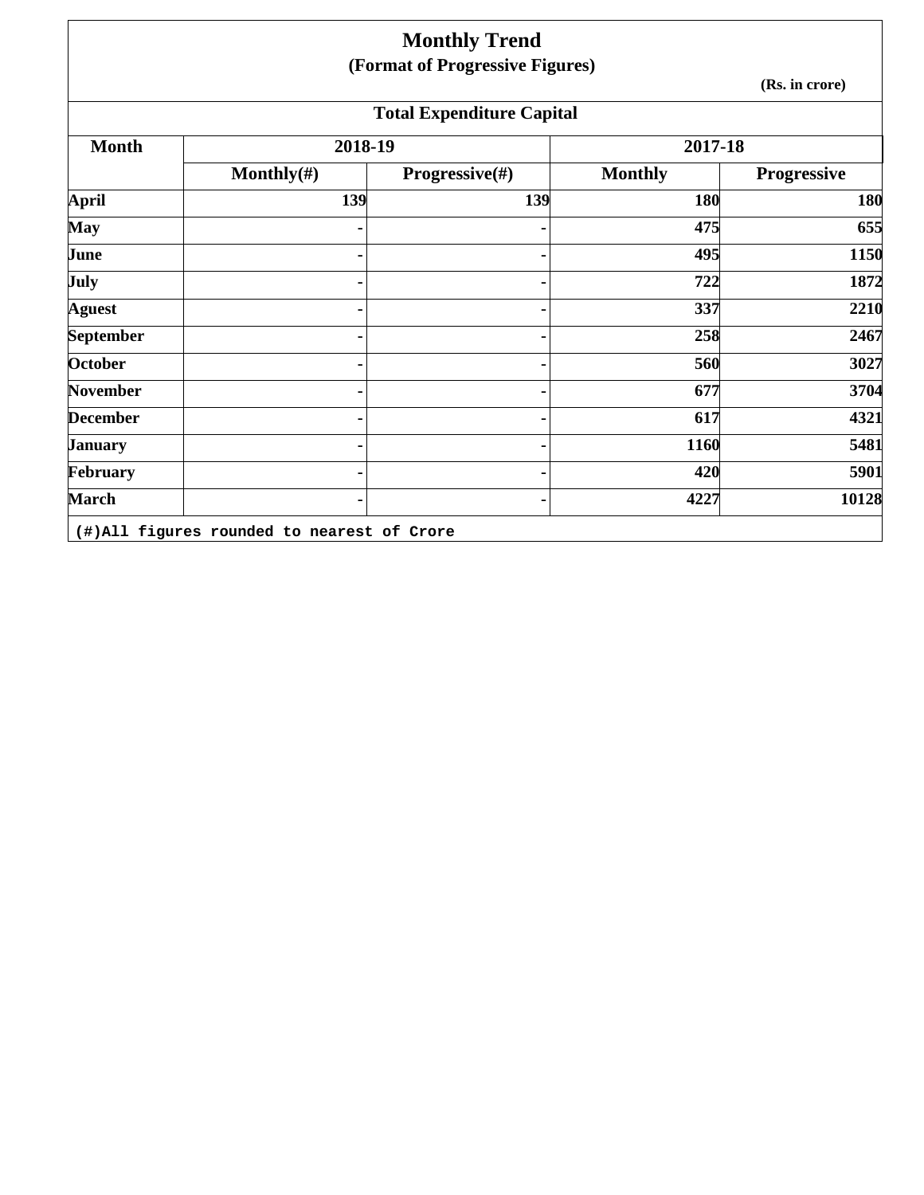# Monthly Trend

## (Format of Progressive Figures)

(Rs. in crore)

### Total Expenditure Capital

| Month | 2018-19 | | 2017-18 | |
|---|---|---|---|---|
| | Monthly(#) | Progressive(#) | Monthly | Progressive |
| April | 139 | 139 | 180 | 180 |
| May | - | - | 475 | 655 |
| June | - | - | 495 | 1150 |
| July | - | - | 722 | 1872 |
| Aguest | - | - | 337 | 2210 |
| September | - | - | 258 | 2467 |
| October | - | - | 560 | 3027 |
| November | - | - | 677 | 3704 |
| December | - | - | 617 | 4321 |
| January | - | - | 1160 | 5481 |
| February | - | - | 420 | 5901 |
| March | - | - | 4227 | 10128 |

(#)All figures rounded to nearest of Crore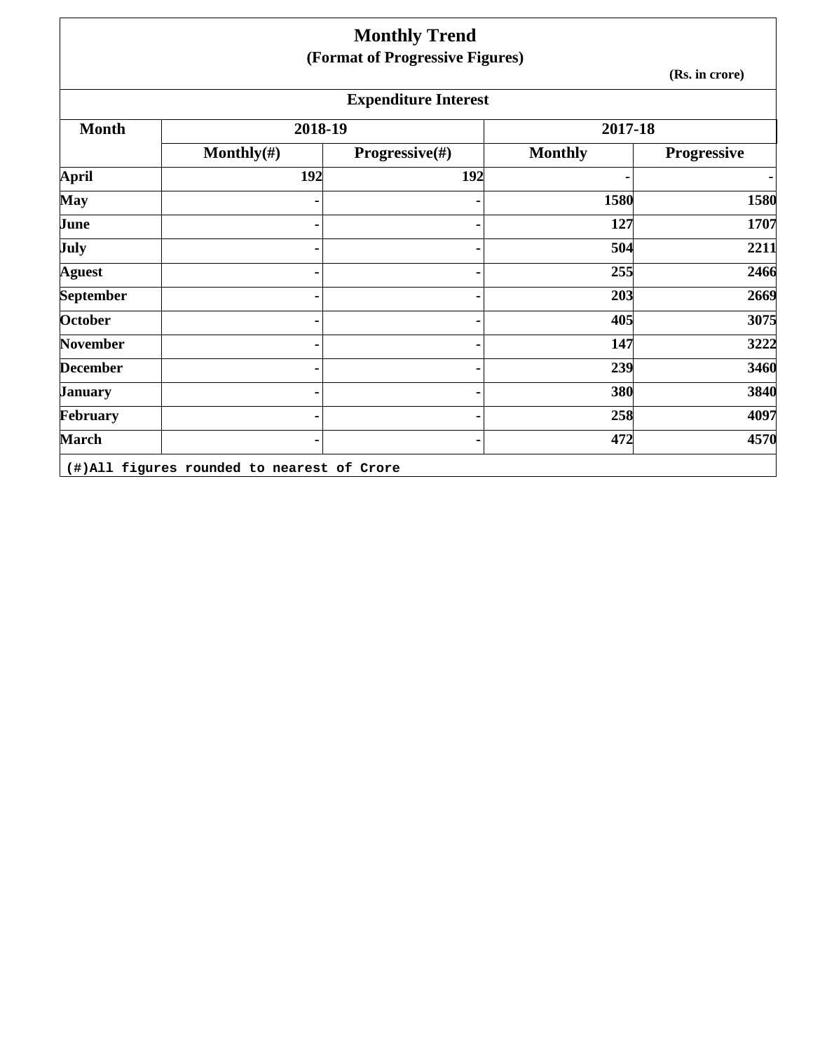# Monthly Trend

## (Format of Progressive Figures)

(Rs. in crore)

### Expenditure Interest

| Month | 2018-19 | | 2017-18 | |
|---|---|---|---|---|
| | Monthly(#) | Progressive(#) | Monthly | Progressive |
| April | 192 | 192 | - | - |
| May | - | - | 1580 | 1580 |
| June | - | - | 127 | 1707 |
| July | - | - | 504 | 2211 |
| Aguest | - | - | 255 | 2466 |
| September | - | - | 203 | 2669 |
| October | - | - | 405 | 3075 |
| November | - | - | 147 | 3222 |
| December | - | - | 239 | 3460 |
| January | - | - | 380 | 3840 |
| February | - | - | 258 | 4097 |
| March | - | - | 472 | 4570 |

(#)All figures rounded to nearest of Crore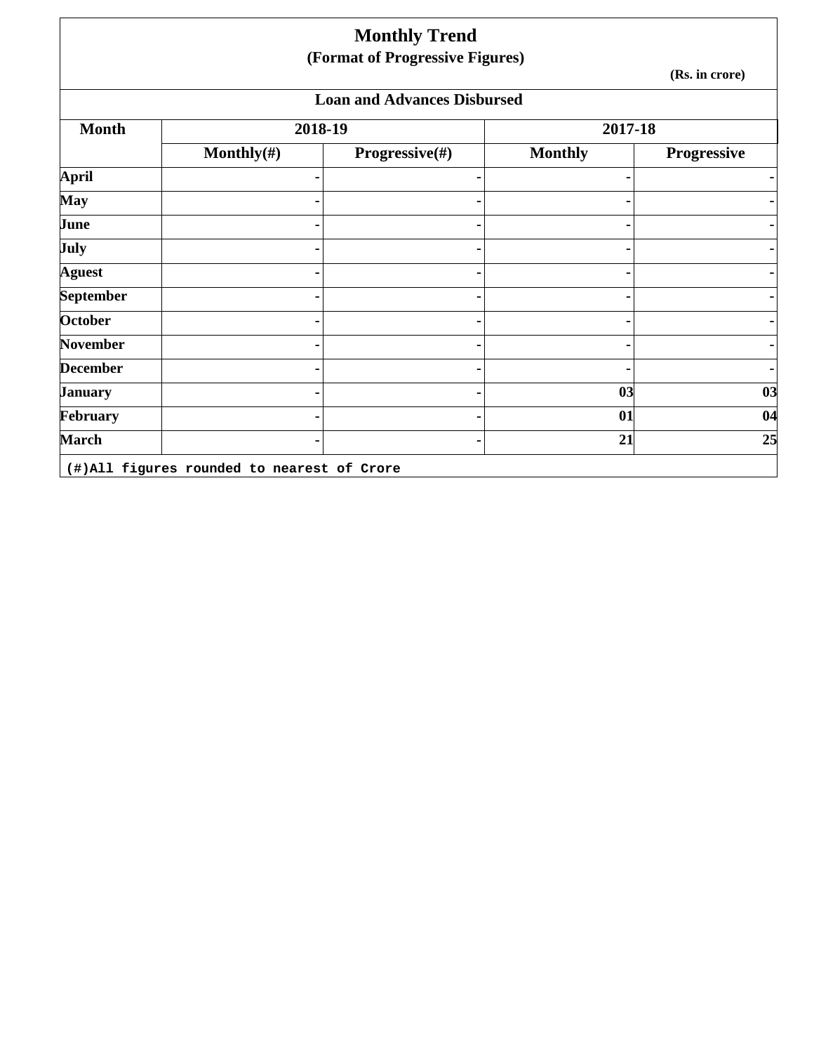# Monthly Trend

## (Format of Progressive Figures)

(Rs. in crore)

### Loan and Advances Disbursed

| Month | 2018-19 | | 2017-18 | |
|---|---|---|---|---|
| | Monthly(#) | Progressive(#) | Monthly | Progressive |
| April | - | - | - | - |
| May | - | - | - | - |
| June | - | - | - | - |
| July | - | - | - | - |
| Aguest | - | - | - | - |
| September | - | - | - | - |
| October | - | - | - | - |
| November | - | - | - | - |
| December | - | - | - | - |
| January | - | - | 03 | 03 |
| February | - | - | 01 | 04 |
| March | - | - | 21 | 25 |

(#)All figures rounded to nearest of Crore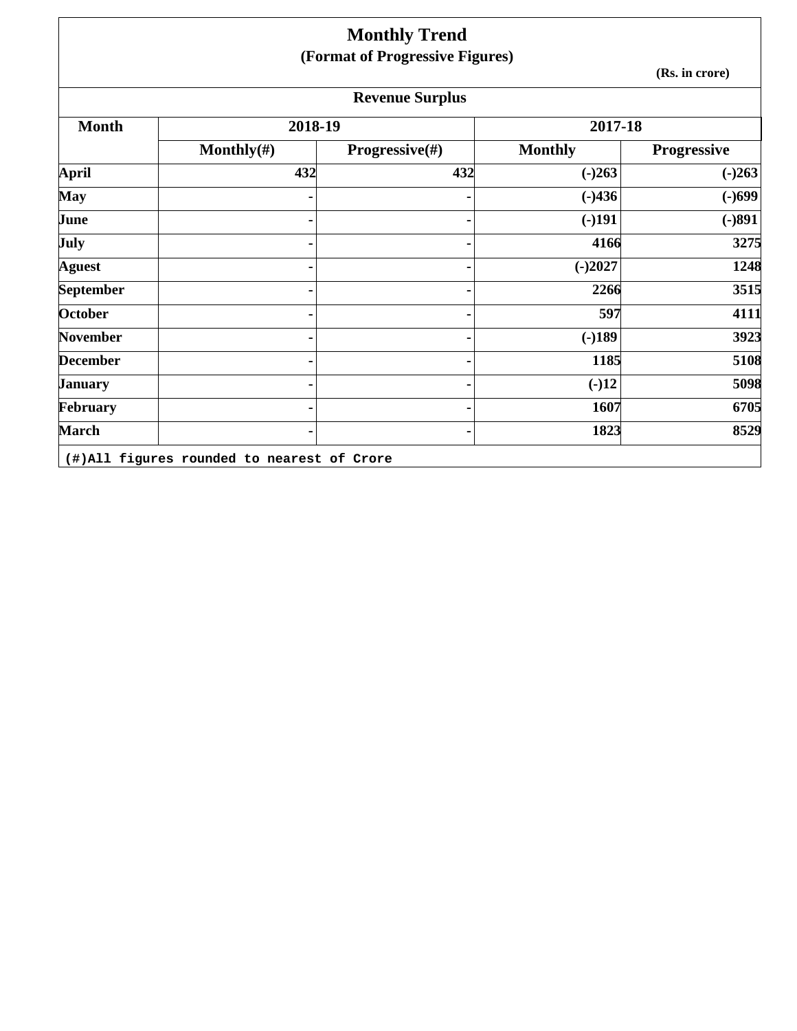# Monthly Trend

## (Format of Progressive Figures)

(Rs. in crore)

### Revenue Surplus

| Month | 2018-19 | | 2017-18 | |
|---|---|---|---|---|
| | Monthly(#) | Progressive(#) | Monthly | Progressive |
| **April** | 432 | 432 | (-)263 | (-)263 |
| **May** | - | - | (-)436 | (-)699 |
| **June** | - | - | (-)191 | (-)891 |
| **July** | - | - | 4166 | 3275 |
| **Aguest** | - | - | (-)2027 | 1248 |
| **September** | - | - | 2266 | 3515 |
| **October** | - | - | 597 | 4111 |
| **November** | - | - | (-)189 | 3923 |
| **December** | - | - | 1185 | 5108 |
| **January** | - | - | (-)12 | 5098 |
| **February** | - | - | 1607 | 6705 |
| **March** | - | - | 1823 | 8529 |

(#)All figures rounded to nearest of Crore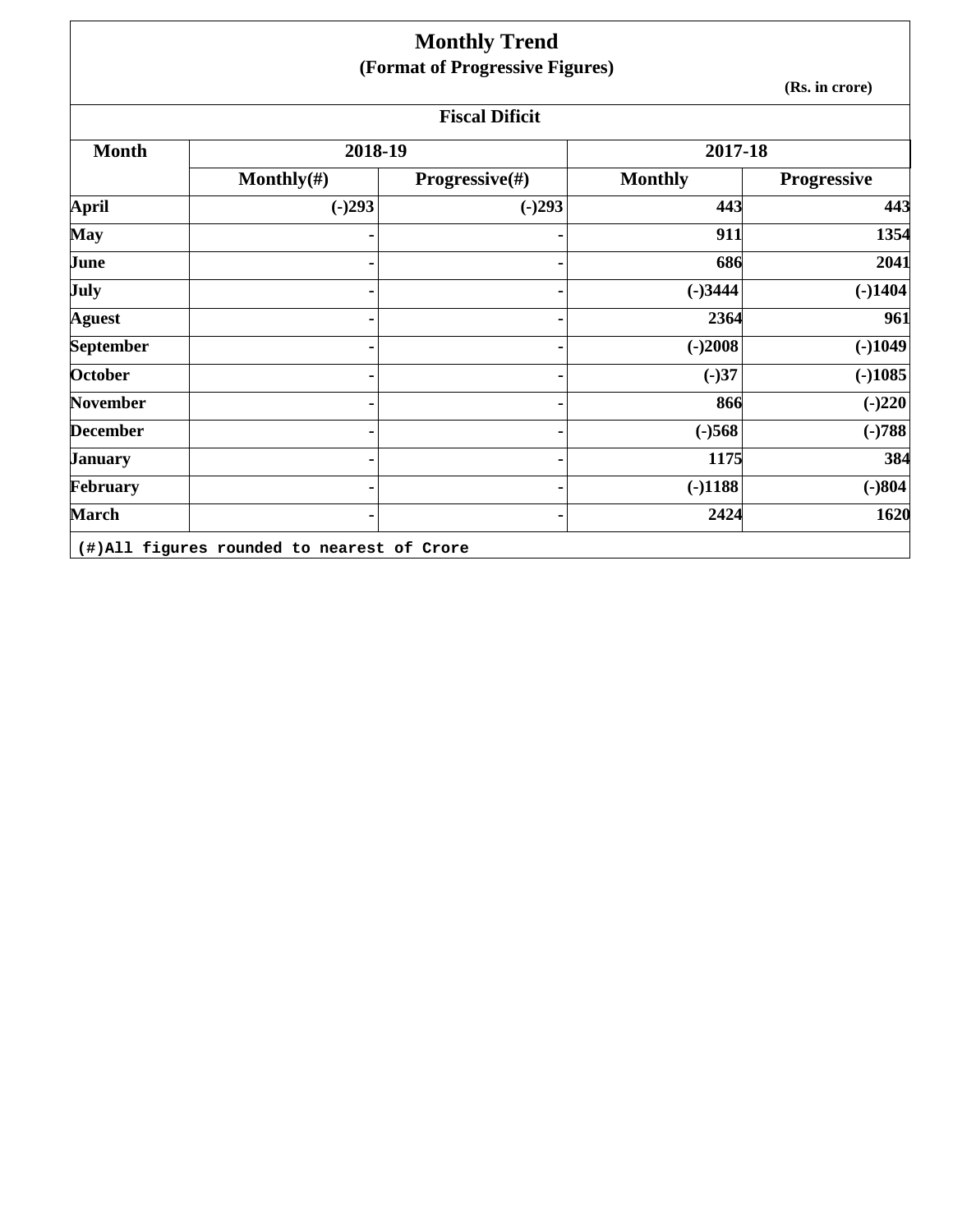# Monthly Trend

## (Format of Progressive Figures)

(Rs. in crore)

### Fiscal Dificit

| Month | 2018-19 | | 2017-18 | |
|---|---|---|---|---|
| | Monthly(#) | Progressive(#) | Monthly | Progressive |
| April | (-)293 | (-)293 | 443 | 443 |
| May | - | - | 911 | 1354 |
| June | - | - | 686 | 2041 |
| July | - | - | (-)3444 | (-)1404 |
| Aguest | - | - | 2364 | 961 |
| September | - | - | (-)2008 | (-)1049 |
| October | - | - | (-)37 | (-)1085 |
| November | - | - | 866 | (-)220 |
| December | - | - | (-)568 | (-)788 |
| January | - | - | 1175 | 384 |
| February | - | - | (-)1188 | (-)804 |
| March | - | - | 2424 | 1620 |

(#)All figures rounded to nearest of Crore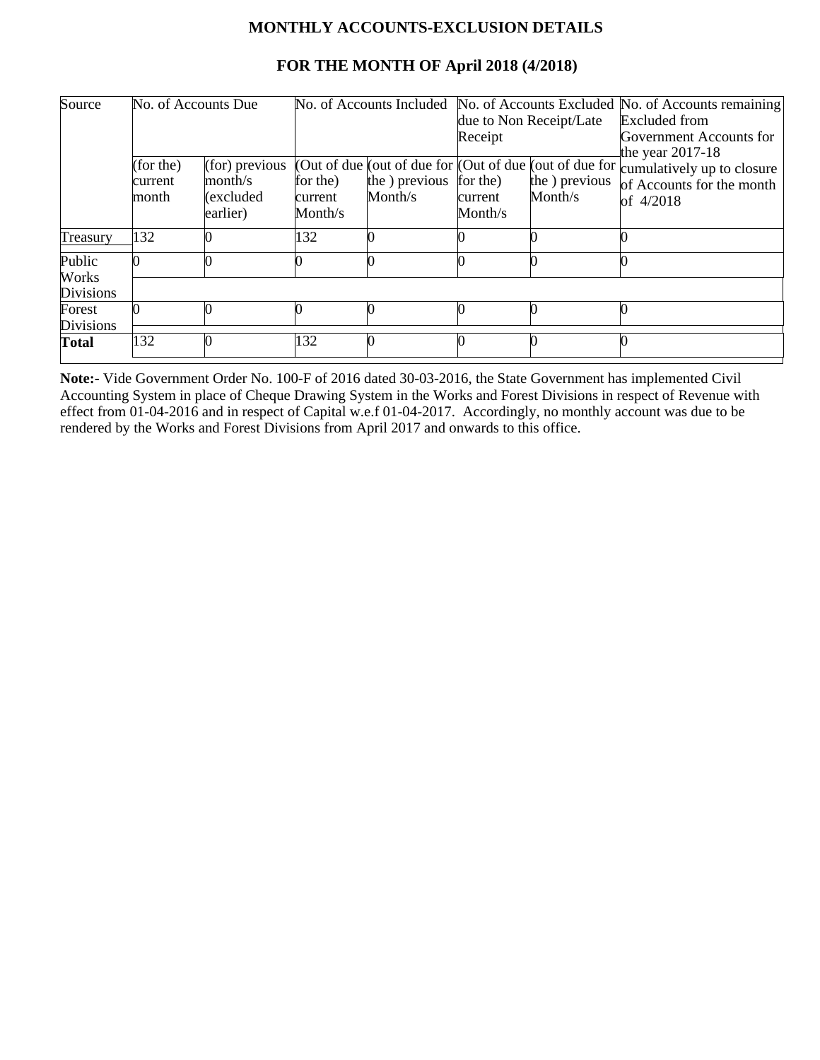**MONTHLY ACCOUNTS-EXCLUSION DETAILS**

**FOR THE MONTH OF April 2018 (4/2018)**

| Source | No. of Accounts Due | | No. of Accounts Included | | No. of Accounts Excluded due to Non Receipt/Late Receipt | | No. of Accounts remaining Excluded from Government Accounts for the year 2017-18 cumulatively up to closure of Accounts for the month of 4/2018 |
|---|---|---|---|---|---|---|---|
| | (for the) current month | (for) previous month/s (excluded earlier) | (Out of due for the) current Month/s | (out of due for the ) previous Month/s | (Out of due for the) current Month/s | (out of due for the ) previous Month/s | |
| Treasury | 132 | 0 | 132 | 0 | 0 | 0 | 0 |
| Public Works Divisions | 0 | 0 | 0 | 0 | 0 | 0 | 0 |
| Forest Divisions | 0 | 0 | 0 | 0 | 0 | 0 | 0 |
| **Total** | 132 | 0 | 132 | 0 | 0 | 0 | 0 |

**Note:-** Vide Government Order No. 100-F of 2016 dated 30-03-2016, the State Government has implemented Civil Accounting System in place of Cheque Drawing System in the Works and Forest Divisions in respect of Revenue with effect from 01-04-2016 and in respect of Capital w.e.f 01-04-2017. Accordingly, no monthly account was due to be rendered by the Works and Forest Divisions from April 2017 and onwards to this office.